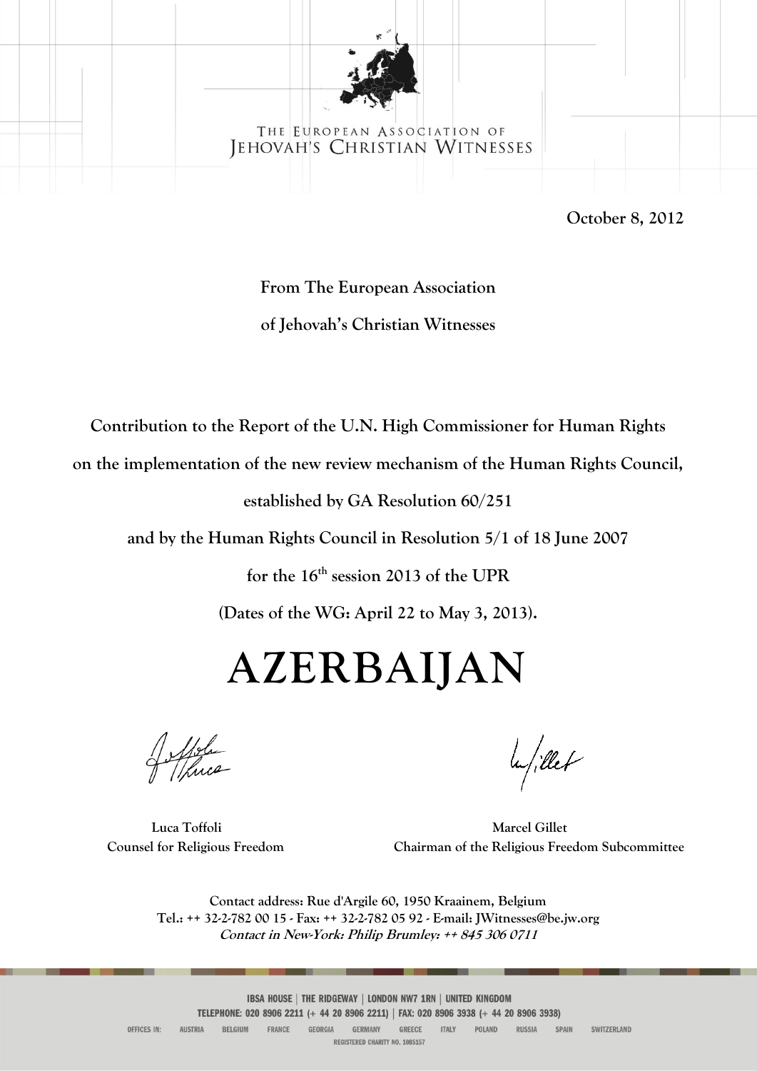THE EUROPEAN ASSOCIATION OF
JEHOVAH'S CHRISTIAN WITNESSES

October 8, 2012

**From The European Association**

**of Jehovah's Christian Witnesses**

**Contribution to the Report of the U.N. High Commissioner for Human Rights**

**on the implementation of the new review mechanism of the Human Rights Council,**

**established by GA Resolution 60/251**

**and by the Human Rights Council in Resolution 5/1 of 18 June 2007**

**for the 16th session 2013 of the UPR**

**(Dates of the WG: April 22 to May 3, 2013).**

# AZERBAIJAN

**Luca Toffoli**
**Counsel for Religious Freedom**

**Marcel Gillet**
**Chairman of the Religious Freedom Subcommittee**

**Contact address: Rue d'Argile 60, 1950 Kraainem, Belgium**
**Tel.: ++ 32-2-782 00 15 - Fax: ++ 32-2-782 05 92 - E-mail: JWitnesses@be.jw.org**
***Contact in New-York: Philip Brumley: ++ 845 306 0711***

IBSA HOUSE | THE RIDGEWAY | LONDON NW7 1RN | UNITED KINGDOM
TELEPHONE: 020 8906 2211 (+ 44 20 8906 2211) | FAX: 020 8906 3938 (+ 44 20 8906 3938)
OFFICES IN: AUSTRIA BELGIUM FRANCE GEORGIA GERMANY GREECE ITALY POLAND RUSSIA SPAIN SWITZERLAND
REGISTERED CHARITY NO. 1085157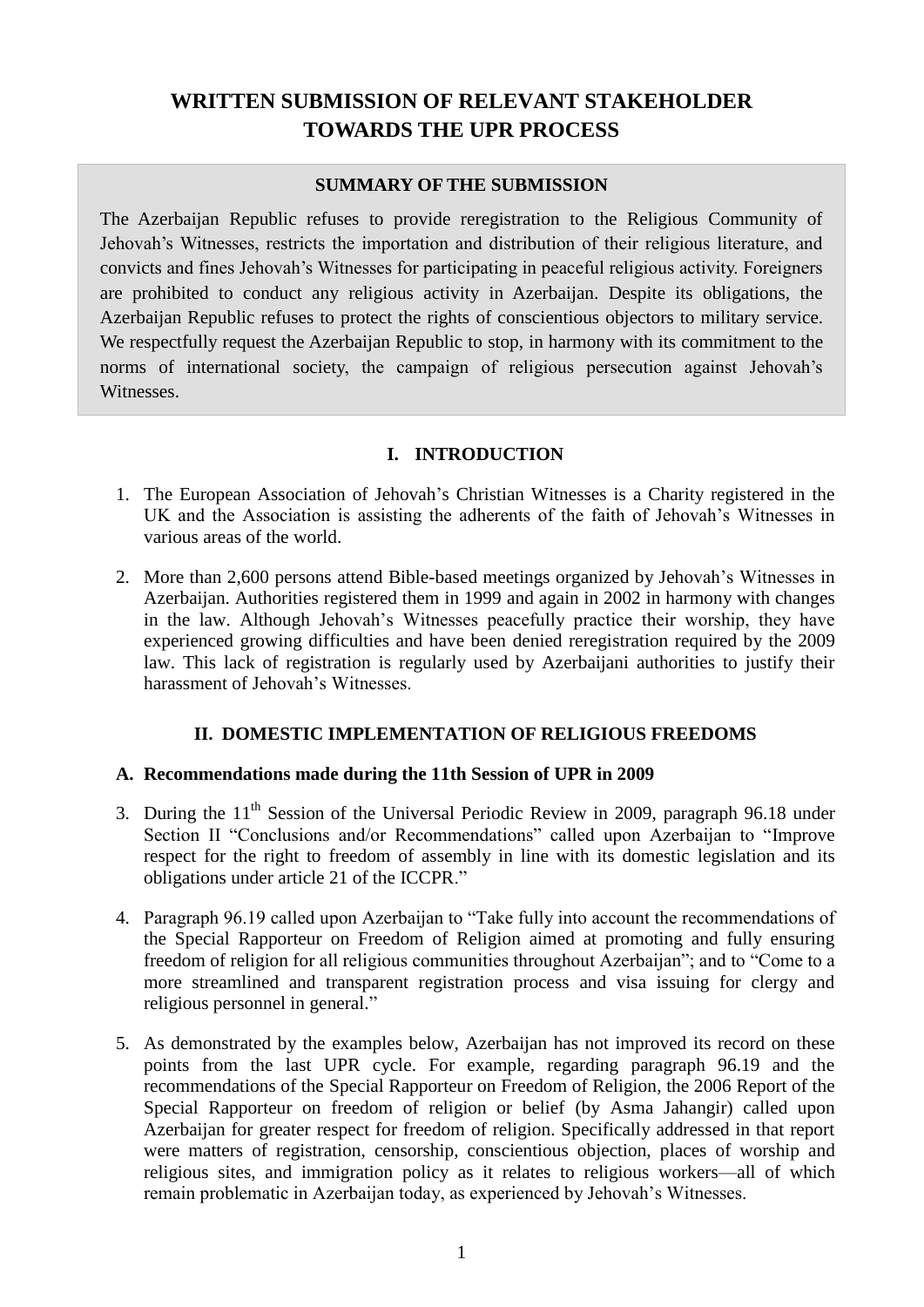# WRITTEN SUBMISSION OF RELEVANT STAKEHOLDER TOWARDS THE UPR PROCESS

**SUMMARY OF THE SUBMISSION**

The Azerbaijan Republic refuses to provide reregistration to the Religious Community of Jehovah's Witnesses, restricts the importation and distribution of their religious literature, and convicts and fines Jehovah's Witnesses for participating in peaceful religious activity. Foreigners are prohibited to conduct any religious activity in Azerbaijan. Despite its obligations, the Azerbaijan Republic refuses to protect the rights of conscientious objectors to military service. We respectfully request the Azerbaijan Republic to stop, in harmony with its commitment to the norms of international society, the campaign of religious persecution against Jehovah's Witnesses.

## I. INTRODUCTION

1. The European Association of Jehovah's Christian Witnesses is a Charity registered in the UK and the Association is assisting the adherents of the faith of Jehovah's Witnesses in various areas of the world.

2. More than 2,600 persons attend Bible-based meetings organized by Jehovah's Witnesses in Azerbaijan. Authorities registered them in 1999 and again in 2002 in harmony with changes in the law. Although Jehovah's Witnesses peacefully practice their worship, they have experienced growing difficulties and have been denied reregistration required by the 2009 law. This lack of registration is regularly used by Azerbaijani authorities to justify their harassment of Jehovah's Witnesses.

## II. DOMESTIC IMPLEMENTATION OF RELIGIOUS FREEDOMS

### A. Recommendations made during the 11th Session of UPR in 2009

3. During the 11th Session of the Universal Periodic Review in 2009, paragraph 96.18 under Section II "Conclusions and/or Recommendations" called upon Azerbaijan to "Improve respect for the right to freedom of assembly in line with its domestic legislation and its obligations under article 21 of the ICCPR."

4. Paragraph 96.19 called upon Azerbaijan to "Take fully into account the recommendations of the Special Rapporteur on Freedom of Religion aimed at promoting and fully ensuring freedom of religion for all religious communities throughout Azerbaijan"; and to "Come to a more streamlined and transparent registration process and visa issuing for clergy and religious personnel in general."

5. As demonstrated by the examples below, Azerbaijan has not improved its record on these points from the last UPR cycle. For example, regarding paragraph 96.19 and the recommendations of the Special Rapporteur on Freedom of Religion, the 2006 Report of the Special Rapporteur on freedom of religion or belief (by Asma Jahangir) called upon Azerbaijan for greater respect for freedom of religion. Specifically addressed in that report were matters of registration, censorship, conscientious objection, places of worship and religious sites, and immigration policy as it relates to religious workers—all of which remain problematic in Azerbaijan today, as experienced by Jehovah's Witnesses.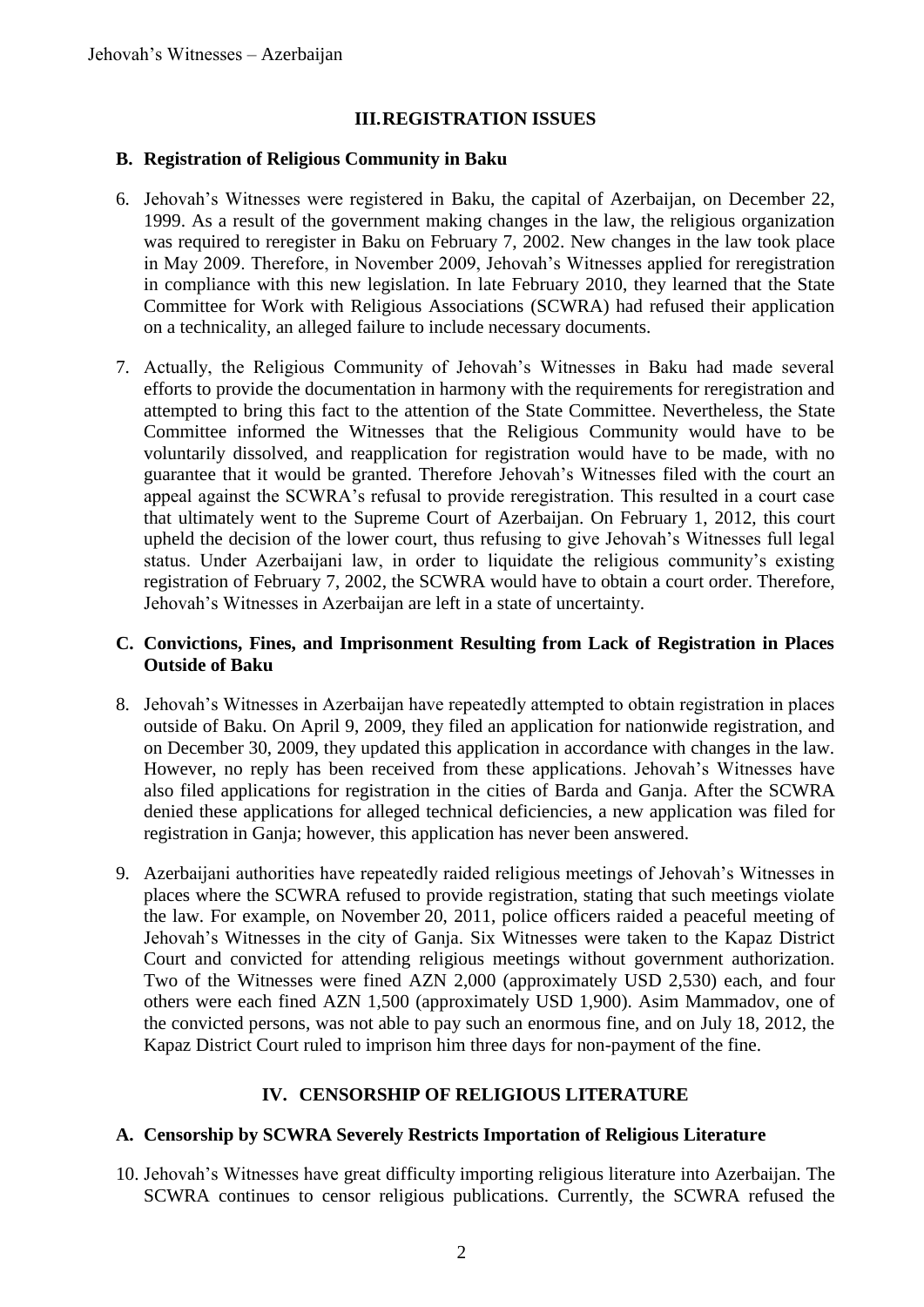## III. REGISTRATION ISSUES

### B. Registration of Religious Community in Baku

6. Jehovah's Witnesses were registered in Baku, the capital of Azerbaijan, on December 22, 1999. As a result of the government making changes in the law, the religious organization was required to reregister in Baku on February 7, 2002. New changes in the law took place in May 2009. Therefore, in November 2009, Jehovah's Witnesses applied for reregistration in compliance with this new legislation. In late February 2010, they learned that the State Committee for Work with Religious Associations (SCWRA) had refused their application on a technicality, an alleged failure to include necessary documents.

7. Actually, the Religious Community of Jehovah's Witnesses in Baku had made several efforts to provide the documentation in harmony with the requirements for reregistration and attempted to bring this fact to the attention of the State Committee. Nevertheless, the State Committee informed the Witnesses that the Religious Community would have to be voluntarily dissolved, and reapplication for registration would have to be made, with no guarantee that it would be granted. Therefore Jehovah's Witnesses filed with the court an appeal against the SCWRA's refusal to provide reregistration. This resulted in a court case that ultimately went to the Supreme Court of Azerbaijan. On February 1, 2012, this court upheld the decision of the lower court, thus refusing to give Jehovah's Witnesses full legal status. Under Azerbaijani law, in order to liquidate the religious community's existing registration of February 7, 2002, the SCWRA would have to obtain a court order. Therefore, Jehovah's Witnesses in Azerbaijan are left in a state of uncertainty.

### C. Convictions, Fines, and Imprisonment Resulting from Lack of Registration in Places Outside of Baku

8. Jehovah's Witnesses in Azerbaijan have repeatedly attempted to obtain registration in places outside of Baku. On April 9, 2009, they filed an application for nationwide registration, and on December 30, 2009, they updated this application in accordance with changes in the law. However, no reply has been received from these applications. Jehovah's Witnesses have also filed applications for registration in the cities of Barda and Ganja. After the SCWRA denied these applications for alleged technical deficiencies, a new application was filed for registration in Ganja; however, this application has never been answered.

9. Azerbaijani authorities have repeatedly raided religious meetings of Jehovah's Witnesses in places where the SCWRA refused to provide registration, stating that such meetings violate the law. For example, on November 20, 2011, police officers raided a peaceful meeting of Jehovah's Witnesses in the city of Ganja. Six Witnesses were taken to the Kapaz District Court and convicted for attending religious meetings without government authorization. Two of the Witnesses were fined AZN 2,000 (approximately USD 2,530) each, and four others were each fined AZN 1,500 (approximately USD 1,900). Asim Mammadov, one of the convicted persons, was not able to pay such an enormous fine, and on July 18, 2012, the Kapaz District Court ruled to imprison him three days for non-payment of the fine.

## IV. CENSORSHIP OF RELIGIOUS LITERATURE

### A. Censorship by SCWRA Severely Restricts Importation of Religious Literature

10. Jehovah's Witnesses have great difficulty importing religious literature into Azerbaijan. The SCWRA continues to censor religious publications. Currently, the SCWRA refused the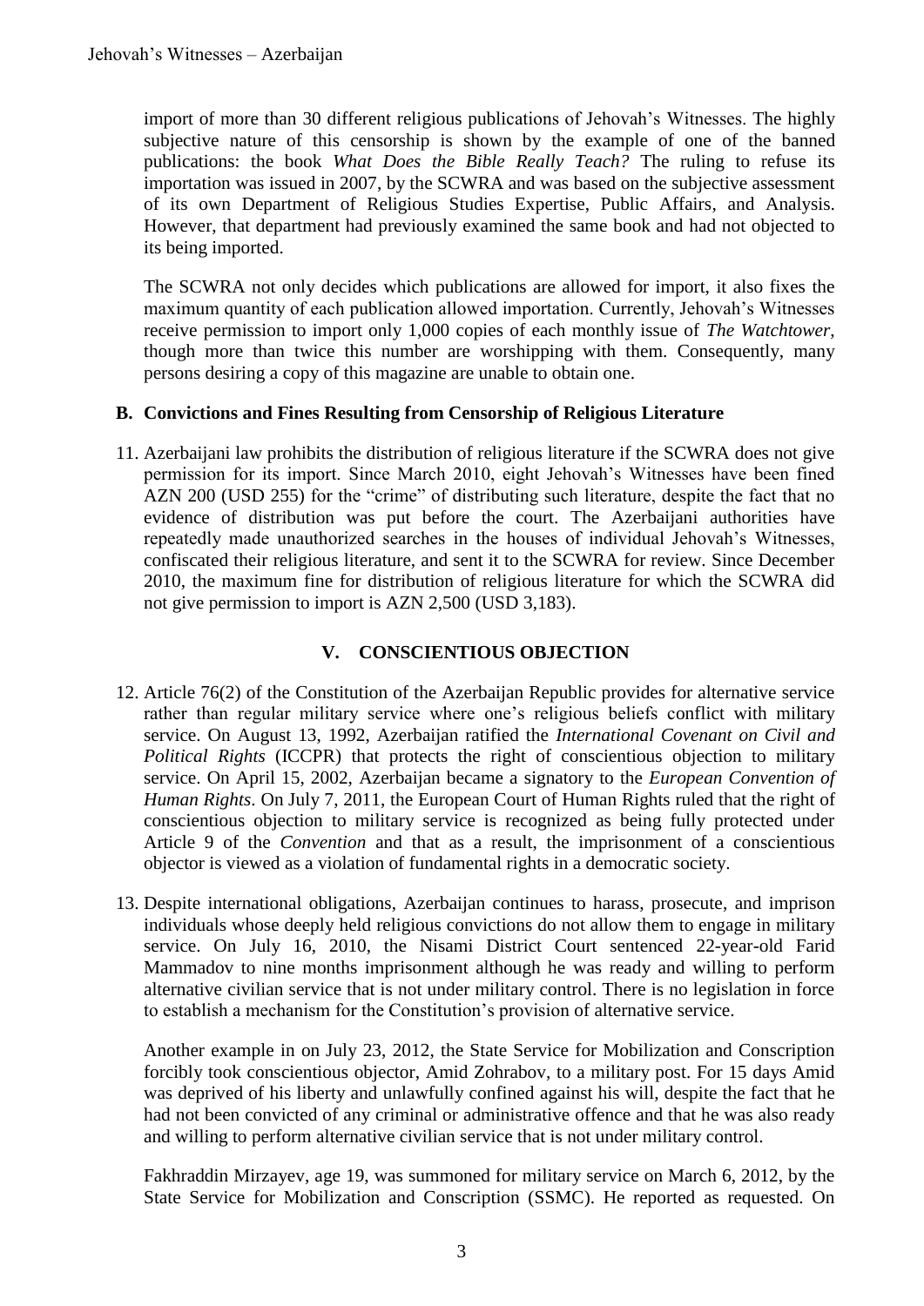import of more than 30 different religious publications of Jehovah's Witnesses. The highly subjective nature of this censorship is shown by the example of one of the banned publications: the book *What Does the Bible Really Teach?* The ruling to refuse its importation was issued in 2007, by the SCWRA and was based on the subjective assessment of its own Department of Religious Studies Expertise, Public Affairs, and Analysis. However, that department had previously examined the same book and had not objected to its being imported.

The SCWRA not only decides which publications are allowed for import, it also fixes the maximum quantity of each publication allowed importation. Currently, Jehovah's Witnesses receive permission to import only 1,000 copies of each monthly issue of *The Watchtower*, though more than twice this number are worshipping with them. Consequently, many persons desiring a copy of this magazine are unable to obtain one.

### B. Convictions and Fines Resulting from Censorship of Religious Literature

11. Azerbaijani law prohibits the distribution of religious literature if the SCWRA does not give permission for its import. Since March 2010, eight Jehovah's Witnesses have been fined AZN 200 (USD 255) for the "crime" of distributing such literature, despite the fact that no evidence of distribution was put before the court. The Azerbaijani authorities have repeatedly made unauthorized searches in the houses of individual Jehovah's Witnesses, confiscated their religious literature, and sent it to the SCWRA for review. Since December 2010, the maximum fine for distribution of religious literature for which the SCWRA did not give permission to import is AZN 2,500 (USD 3,183).

## V. CONSCIENTIOUS OBJECTION

12. Article 76(2) of the Constitution of the Azerbaijan Republic provides for alternative service rather than regular military service where one's religious beliefs conflict with military service. On August 13, 1992, Azerbaijan ratified the *International Covenant on Civil and Political Rights* (ICCPR) that protects the right of conscientious objection to military service. On April 15, 2002, Azerbaijan became a signatory to the *European Convention of Human Rights*. On July 7, 2011, the European Court of Human Rights ruled that the right of conscientious objection to military service is recognized as being fully protected under Article 9 of the *Convention* and that as a result, the imprisonment of a conscientious objector is viewed as a violation of fundamental rights in a democratic society.

13. Despite international obligations, Azerbaijan continues to harass, prosecute, and imprison individuals whose deeply held religious convictions do not allow them to engage in military service. On July 16, 2010, the Nisami District Court sentenced 22-year-old Farid Mammadov to nine months imprisonment although he was ready and willing to perform alternative civilian service that is not under military control. There is no legislation in force to establish a mechanism for the Constitution's provision of alternative service.

    Another example in on July 23, 2012, the State Service for Mobilization and Conscription forcibly took conscientious objector, Amid Zohrabov, to a military post. For 15 days Amid was deprived of his liberty and unlawfully confined against his will, despite the fact that he had not been convicted of any criminal or administrative offence and that he was also ready and willing to perform alternative civilian service that is not under military control.

    Fakhraddin Mirzayev, age 19, was summoned for military service on March 6, 2012, by the State Service for Mobilization and Conscription (SSMC). He reported as requested. On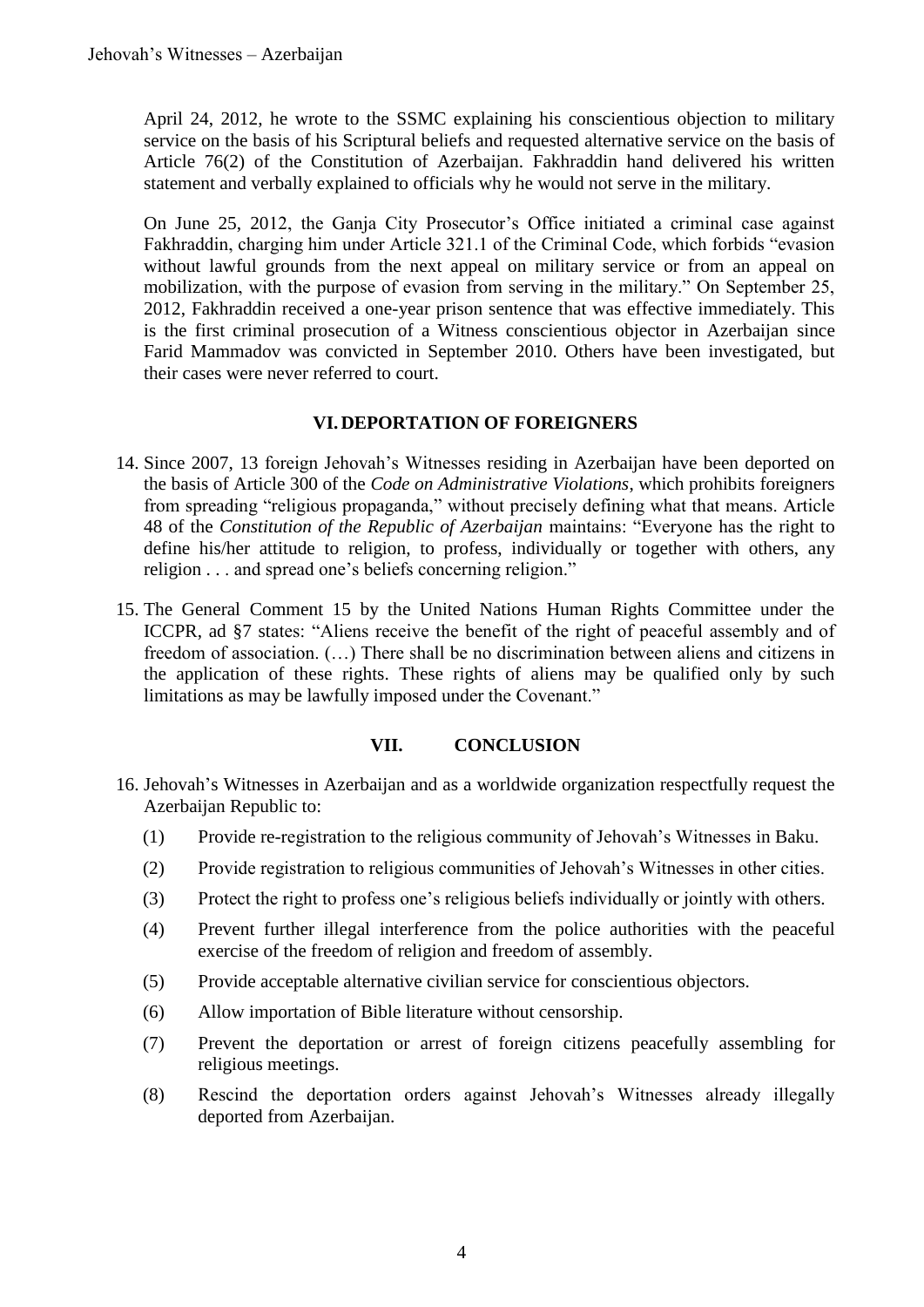April 24, 2012, he wrote to the SSMC explaining his conscientious objection to military service on the basis of his Scriptural beliefs and requested alternative service on the basis of Article 76(2) of the Constitution of Azerbaijan. Fakhraddin hand delivered his written statement and verbally explained to officials why he would not serve in the military.

On June 25, 2012, the Ganja City Prosecutor's Office initiated a criminal case against Fakhraddin, charging him under Article 321.1 of the Criminal Code, which forbids "evasion without lawful grounds from the next appeal on military service or from an appeal on mobilization, with the purpose of evasion from serving in the military." On September 25, 2012, Fakhraddin received a one-year prison sentence that was effective immediately. This is the first criminal prosecution of a Witness conscientious objector in Azerbaijan since Farid Mammadov was convicted in September 2010. Others have been investigated, but their cases were never referred to court.

## VI. DEPORTATION OF FOREIGNERS

14. Since 2007, 13 foreign Jehovah's Witnesses residing in Azerbaijan have been deported on the basis of Article 300 of the *Code on Administrative Violations*, which prohibits foreigners from spreading "religious propaganda," without precisely defining what that means. Article 48 of the *Constitution of the Republic of Azerbaijan* maintains: "Everyone has the right to define his/her attitude to religion, to profess, individually or together with others, any religion . . . and spread one's beliefs concerning religion."

15. The General Comment 15 by the United Nations Human Rights Committee under the ICCPR, ad §7 states: "Aliens receive the benefit of the right of peaceful assembly and of freedom of association. (…) There shall be no discrimination between aliens and citizens in the application of these rights. These rights of aliens may be qualified only by such limitations as may be lawfully imposed under the Covenant."

## VII. CONCLUSION

16. Jehovah's Witnesses in Azerbaijan and as a worldwide organization respectfully request the Azerbaijan Republic to:

    (1) Provide re-registration to the religious community of Jehovah's Witnesses in Baku.

    (2) Provide registration to religious communities of Jehovah's Witnesses in other cities.

    (3) Protect the right to profess one's religious beliefs individually or jointly with others.

    (4) Prevent further illegal interference from the police authorities with the peaceful exercise of the freedom of religion and freedom of assembly.

    (5) Provide acceptable alternative civilian service for conscientious objectors.

    (6) Allow importation of Bible literature without censorship.

    (7) Prevent the deportation or arrest of foreign citizens peacefully assembling for religious meetings.

    (8) Rescind the deportation orders against Jehovah's Witnesses already illegally deported from Azerbaijan.